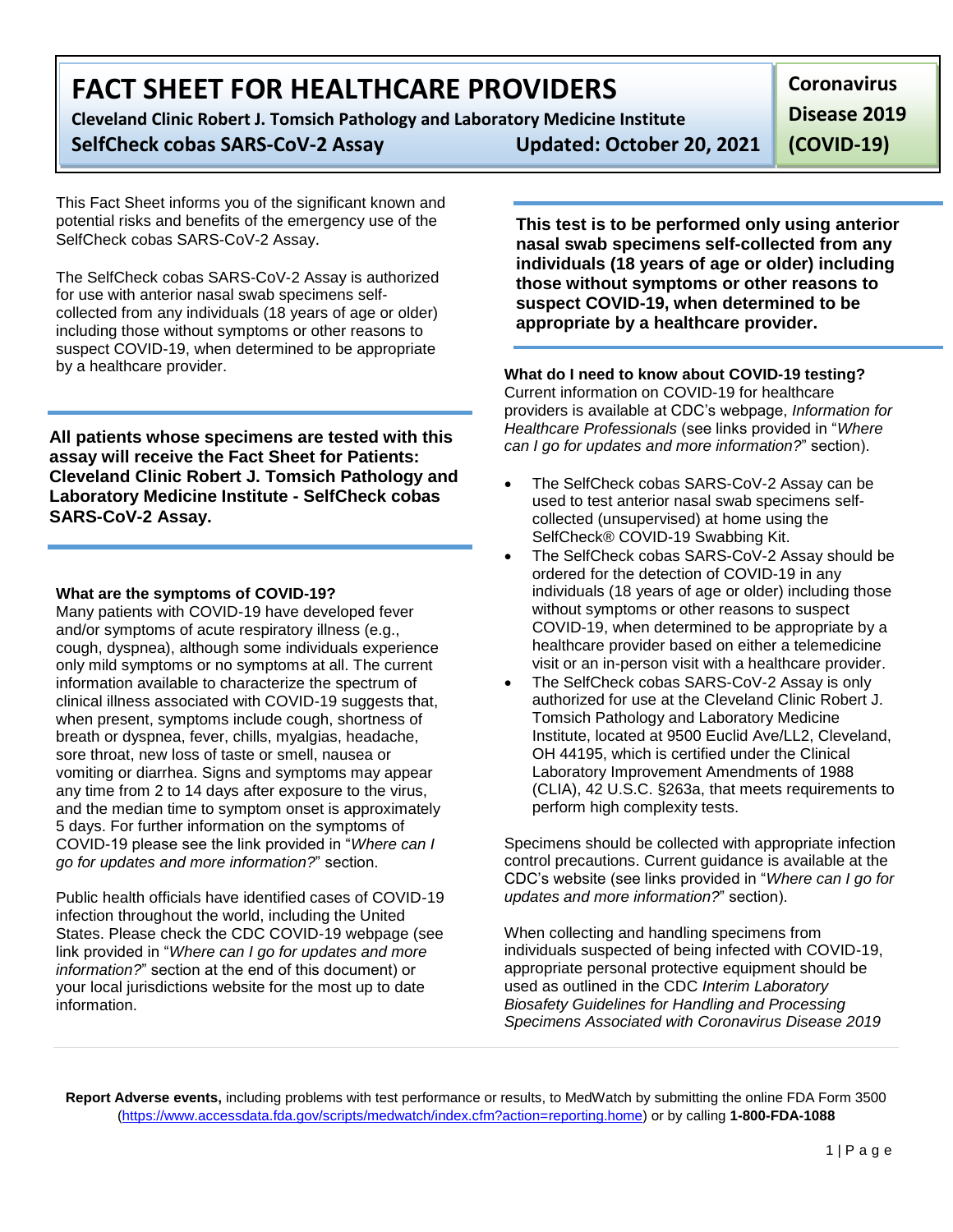# FACT SHEET FOR HEALTHCARE PROVIDERS

**Cleveland Clinic Robert J. Tomsich Pathology and Laboratory Medicine Institute**

**SelfCheck cobas SARS-CoV-2 Assay** **Updated: October 20, 2021**

**Coronavirus Disease 2019 (COVID-19)**

This Fact Sheet informs you of the significant known and potential risks and benefits of the emergency use of the SelfCheck cobas SARS-CoV-2 Assay.

The SelfCheck cobas SARS-CoV-2 Assay is authorized for use with anterior nasal swab specimens self-collected from any individuals (18 years of age or older) including those without symptoms or other reasons to suspect COVID-19, when determined to be appropriate by a healthcare provider.

**All patients whose specimens are tested with this assay will receive the Fact Sheet for Patients: Cleveland Clinic Robert J. Tomsich Pathology and Laboratory Medicine Institute - SelfCheck cobas SARS-CoV-2 Assay.**

**What are the symptoms of COVID-19?**

Many patients with COVID-19 have developed fever and/or symptoms of acute respiratory illness (e.g., cough, dyspnea), although some individuals experience only mild symptoms or no symptoms at all. The current information available to characterize the spectrum of clinical illness associated with COVID-19 suggests that, when present, symptoms include cough, shortness of breath or dyspnea, fever, chills, myalgias, headache, sore throat, new loss of taste or smell, nausea or vomiting or diarrhea. Signs and symptoms may appear any time from 2 to 14 days after exposure to the virus, and the median time to symptom onset is approximately 5 days. For further information on the symptoms of COVID-19 please see the link provided in "*Where can I go for updates and more information?*" section.

Public health officials have identified cases of COVID-19 infection throughout the world, including the United States. Please check the CDC COVID-19 webpage (see link provided in "*Where can I go for updates and more information?*" section at the end of this document) or your local jurisdictions website for the most up to date information.

**This test is to be performed only using anterior nasal swab specimens self-collected from any individuals (18 years of age or older) including those without symptoms or other reasons to suspect COVID-19, when determined to be appropriate by a healthcare provider.**

**What do I need to know about COVID-19 testing?**

Current information on COVID-19 for healthcare providers is available at CDC's webpage, *Information for Healthcare Professionals* (see links provided in "*Where can I go for updates and more information?*" section).

- The SelfCheck cobas SARS-CoV-2 Assay can be used to test anterior nasal swab specimens self-collected (unsupervised) at home using the SelfCheck® COVID-19 Swabbing Kit.
- The SelfCheck cobas SARS-CoV-2 Assay should be ordered for the detection of COVID-19 in any individuals (18 years of age or older) including those without symptoms or other reasons to suspect COVID-19, when determined to be appropriate by a healthcare provider based on either a telemedicine visit or an in-person visit with a healthcare provider.
- The SelfCheck cobas SARS-CoV-2 Assay is only authorized for use at the Cleveland Clinic Robert J. Tomsich Pathology and Laboratory Medicine Institute, located at 9500 Euclid Ave/LL2, Cleveland, OH 44195, which is certified under the Clinical Laboratory Improvement Amendments of 1988 (CLIA), 42 U.S.C. §263a, that meets requirements to perform high complexity tests.

Specimens should be collected with appropriate infection control precautions. Current guidance is available at the CDC's website (see links provided in "*Where can I go for updates and more information?*" section).

When collecting and handling specimens from individuals suspected of being infected with COVID-19, appropriate personal protective equipment should be used as outlined in the CDC *Interim Laboratory Biosafety Guidelines for Handling and Processing Specimens Associated with Coronavirus Disease 2019*

**Report Adverse events,** including problems with test performance or results, to MedWatch by submitting the online FDA Form 3500 (https://www.accessdata.fda.gov/scripts/medwatch/index.cfm?action=reporting.home) or by calling **1-800-FDA-1088**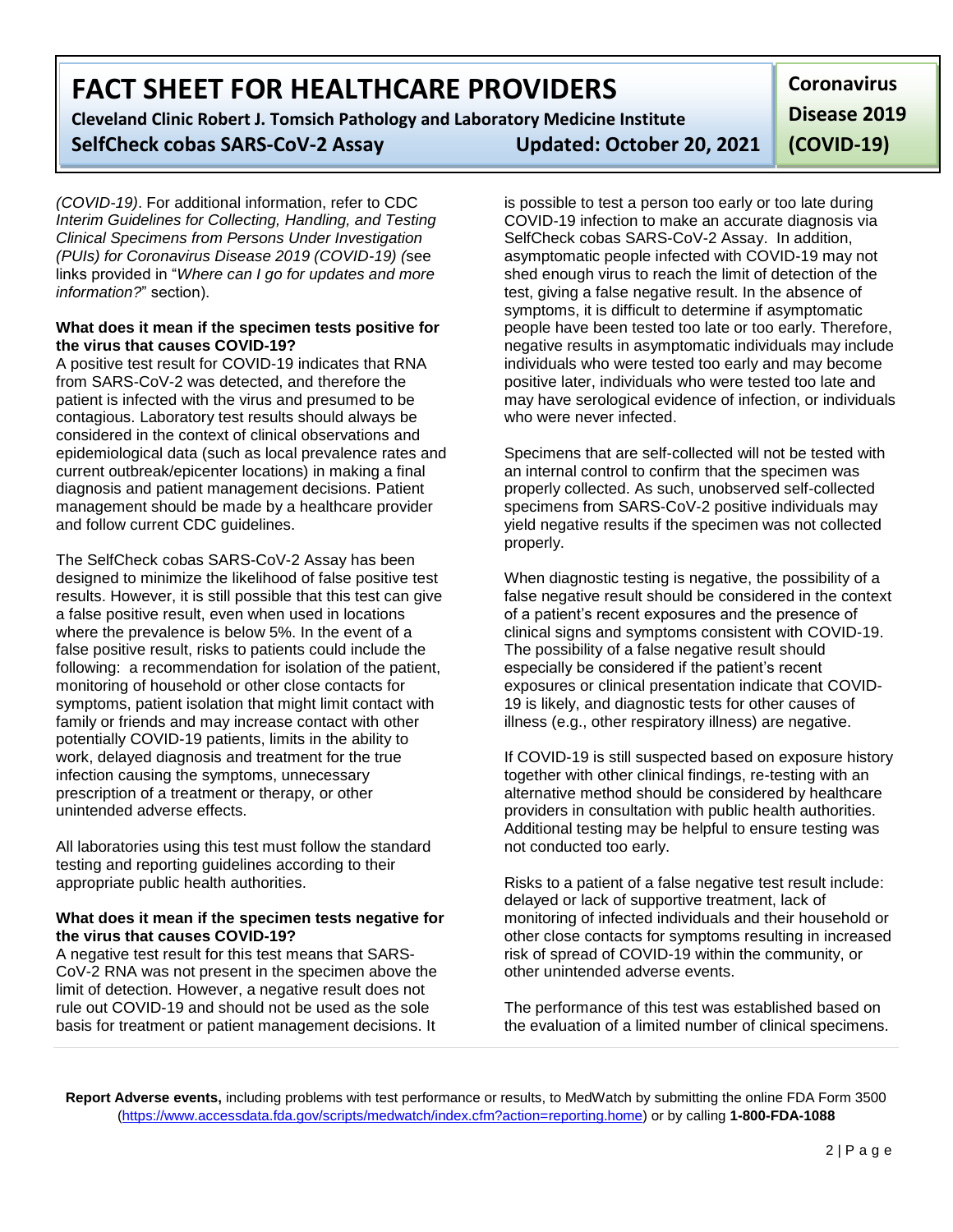*(COVID-19)*. For additional information, refer to CDC *Interim Guidelines for Collecting, Handling, and Testing Clinical Specimens from Persons Under Investigation (PUIs) for Coronavirus Disease 2019 (COVID-19) (*see links provided in "*Where can I go for updates and more information?*" section).

**What does it mean if the specimen tests positive for the virus that causes COVID-19?**

A positive test result for COVID-19 indicates that RNA from SARS-CoV-2 was detected, and therefore the patient is infected with the virus and presumed to be contagious. Laboratory test results should always be considered in the context of clinical observations and epidemiological data (such as local prevalence rates and current outbreak/epicenter locations) in making a final diagnosis and patient management decisions. Patient management should be made by a healthcare provider and follow current CDC guidelines.

The SelfCheck cobas SARS-CoV-2 Assay has been designed to minimize the likelihood of false positive test results. However, it is still possible that this test can give a false positive result, even when used in locations where the prevalence is below 5%. In the event of a false positive result, risks to patients could include the following: a recommendation for isolation of the patient, monitoring of household or other close contacts for symptoms, patient isolation that might limit contact with family or friends and may increase contact with other potentially COVID-19 patients, limits in the ability to work, delayed diagnosis and treatment for the true infection causing the symptoms, unnecessary prescription of a treatment or therapy, or other unintended adverse effects.

All laboratories using this test must follow the standard testing and reporting guidelines according to their appropriate public health authorities.

**What does it mean if the specimen tests negative for the virus that causes COVID-19?**

A negative test result for this test means that SARS-CoV-2 RNA was not present in the specimen above the limit of detection. However, a negative result does not rule out COVID-19 and should not be used as the sole basis for treatment or patient management decisions. It is possible to test a person too early or too late during COVID-19 infection to make an accurate diagnosis via SelfCheck cobas SARS-CoV-2 Assay. In addition, asymptomatic people infected with COVID-19 may not shed enough virus to reach the limit of detection of the test, giving a false negative result. In the absence of symptoms, it is difficult to determine if asymptomatic people have been tested too late or too early. Therefore, negative results in asymptomatic individuals may include individuals who were tested too early and may become positive later, individuals who were tested too late and may have serological evidence of infection, or individuals who were never infected.

Specimens that are self-collected will not be tested with an internal control to confirm that the specimen was properly collected. As such, unobserved self-collected specimens from SARS-CoV-2 positive individuals may yield negative results if the specimen was not collected properly.

When diagnostic testing is negative, the possibility of a false negative result should be considered in the context of a patient's recent exposures and the presence of clinical signs and symptoms consistent with COVID-19. The possibility of a false negative result should especially be considered if the patient's recent exposures or clinical presentation indicate that COVID-19 is likely, and diagnostic tests for other causes of illness (e.g., other respiratory illness) are negative.

If COVID-19 is still suspected based on exposure history together with other clinical findings, re-testing with an alternative method should be considered by healthcare providers in consultation with public health authorities. Additional testing may be helpful to ensure testing was not conducted too early.

Risks to a patient of a false negative test result include: delayed or lack of supportive treatment, lack of monitoring of infected individuals and their household or other close contacts for symptoms resulting in increased risk of spread of COVID-19 within the community, or other unintended adverse events.

The performance of this test was established based on the evaluation of a limited number of clinical specimens.

**Report Adverse events,** including problems with test performance or results, to MedWatch by submitting the online FDA Form 3500 (https://www.accessdata.fda.gov/scripts/medwatch/index.cfm?action=reporting.home) or by calling **1-800-FDA-1088**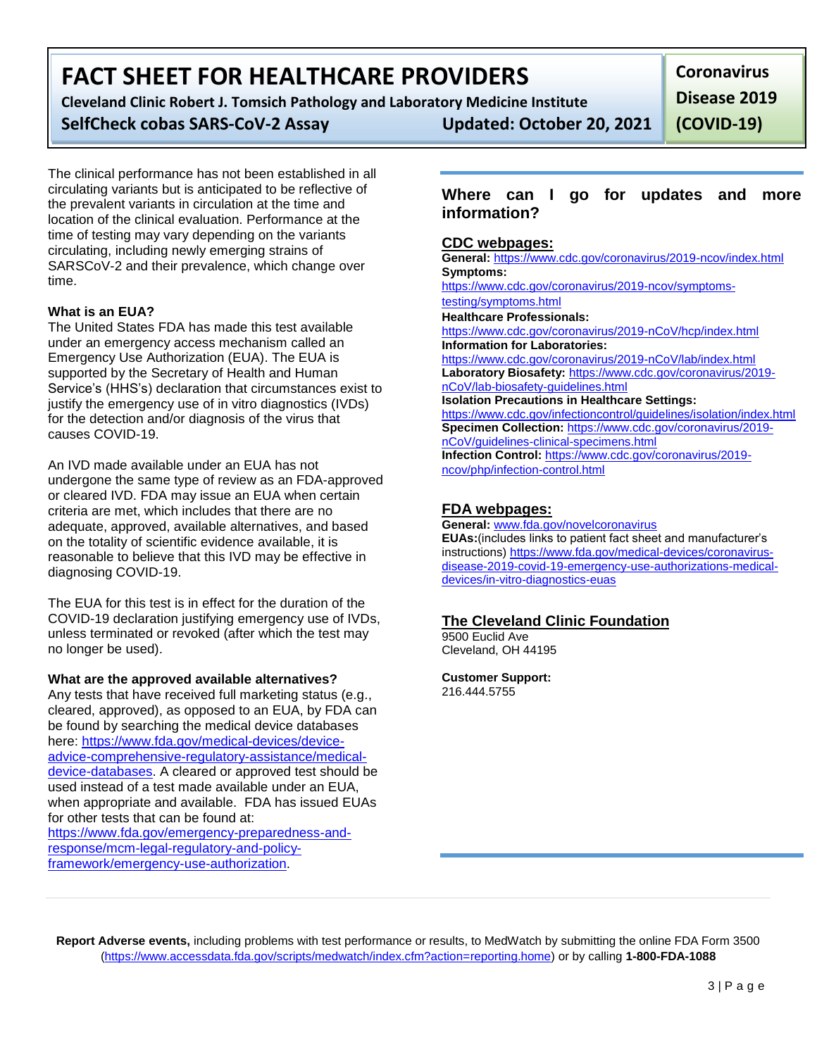The clinical performance has not been established in all circulating variants but is anticipated to be reflective of the prevalent variants in circulation at the time and location of the clinical evaluation. Performance at the time of testing may vary depending on the variants circulating, including newly emerging strains of SARSCoV-2 and their prevalence, which change over time.

**What is an EUA?**

The United States FDA has made this test available under an emergency access mechanism called an Emergency Use Authorization (EUA). The EUA is supported by the Secretary of Health and Human Service's (HHS's) declaration that circumstances exist to justify the emergency use of in vitro diagnostics (IVDs) for the detection and/or diagnosis of the virus that causes COVID-19.

An IVD made available under an EUA has not undergone the same type of review as an FDA-approved or cleared IVD. FDA may issue an EUA when certain criteria are met, which includes that there are no adequate, approved, available alternatives, and based on the totality of scientific evidence available, it is reasonable to believe that this IVD may be effective in diagnosing COVID-19.

The EUA for this test is in effect for the duration of the COVID-19 declaration justifying emergency use of IVDs, unless terminated or revoked (after which the test may no longer be used).

**What are the approved available alternatives?**

Any tests that have received full marketing status (e.g., cleared, approved), as opposed to an EUA, by FDA can be found by searching the medical device databases here: https://www.fda.gov/medical-devices/device-advice-comprehensive-regulatory-assistance/medical-device-databases. A cleared or approved test should be used instead of a test made available under an EUA, when appropriate and available. FDA has issued EUAs for other tests that can be found at: https://www.fda.gov/emergency-preparedness-and-response/mcm-legal-regulatory-and-policy-framework/emergency-use-authorization.

## Where can I go for updates and more information?

### CDC webpages:

**General:** https://www.cdc.gov/coronavirus/2019-ncov/index.html
**Symptoms:** https://www.cdc.gov/coronavirus/2019-ncov/symptoms-testing/symptoms.html
**Healthcare Professionals:** https://www.cdc.gov/coronavirus/2019-nCoV/hcp/index.html
**Information for Laboratories:** https://www.cdc.gov/coronavirus/2019-nCoV/lab/index.html
**Laboratory Biosafety:** https://www.cdc.gov/coronavirus/2019-nCoV/lab-biosafety-guidelines.html
**Isolation Precautions in Healthcare Settings:** https://www.cdc.gov/infectioncontrol/guidelines/isolation/index.html
**Specimen Collection:** https://www.cdc.gov/coronavirus/2019-nCoV/guidelines-clinical-specimens.html
**Infection Control:** https://www.cdc.gov/coronavirus/2019-ncov/php/infection-control.html

### FDA webpages:

**General:** www.fda.gov/novelcoronavirus
**EUAs:**(includes links to patient fact sheet and manufacturer's instructions) https://www.fda.gov/medical-devices/coronavirus-disease-2019-covid-19-emergency-use-authorizations-medical-devices/in-vitro-diagnostics-euas

### The Cleveland Clinic Foundation

9500 Euclid Ave
Cleveland, OH 44195

**Customer Support:**
216.444.5755

**Report Adverse events,** including problems with test performance or results, to MedWatch by submitting the online FDA Form 3500 (https://www.accessdata.fda.gov/scripts/medwatch/index.cfm?action=reporting.home) or by calling **1-800-FDA-1088**